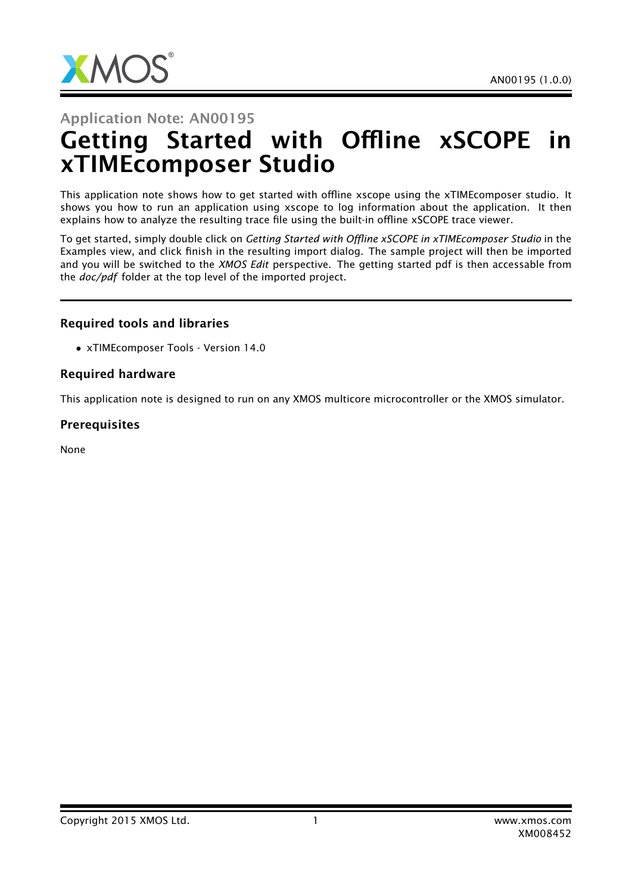Application Note: AN00195

# Getting Started with Offline xSCOPE in xTIMEcomposer Studio

This application note shows how to get started with offline xscope using the xTIMEcomposer studio. It shows you how to run an application using xscope to log information about the application. It then explains how to analyze the resulting trace file using the built-in offline xSCOPE trace viewer.

To get started, simply double click on *Getting Started with Offline xSCOPE in xTIMEcomposer Studio* in the Examples view, and click finish in the resulting import dialog. The sample project will then be imported and you will be switched to the *XMOS Edit* perspective. The getting started pdf is then accessable from the *doc/pdf* folder at the top level of the imported project.

### Required tools and libraries

- xTIMEcomposer Tools - Version 14.0

### Required hardware

This application note is designed to run on any XMOS multicore microcontroller or the XMOS simulator.

### Prerequisites

None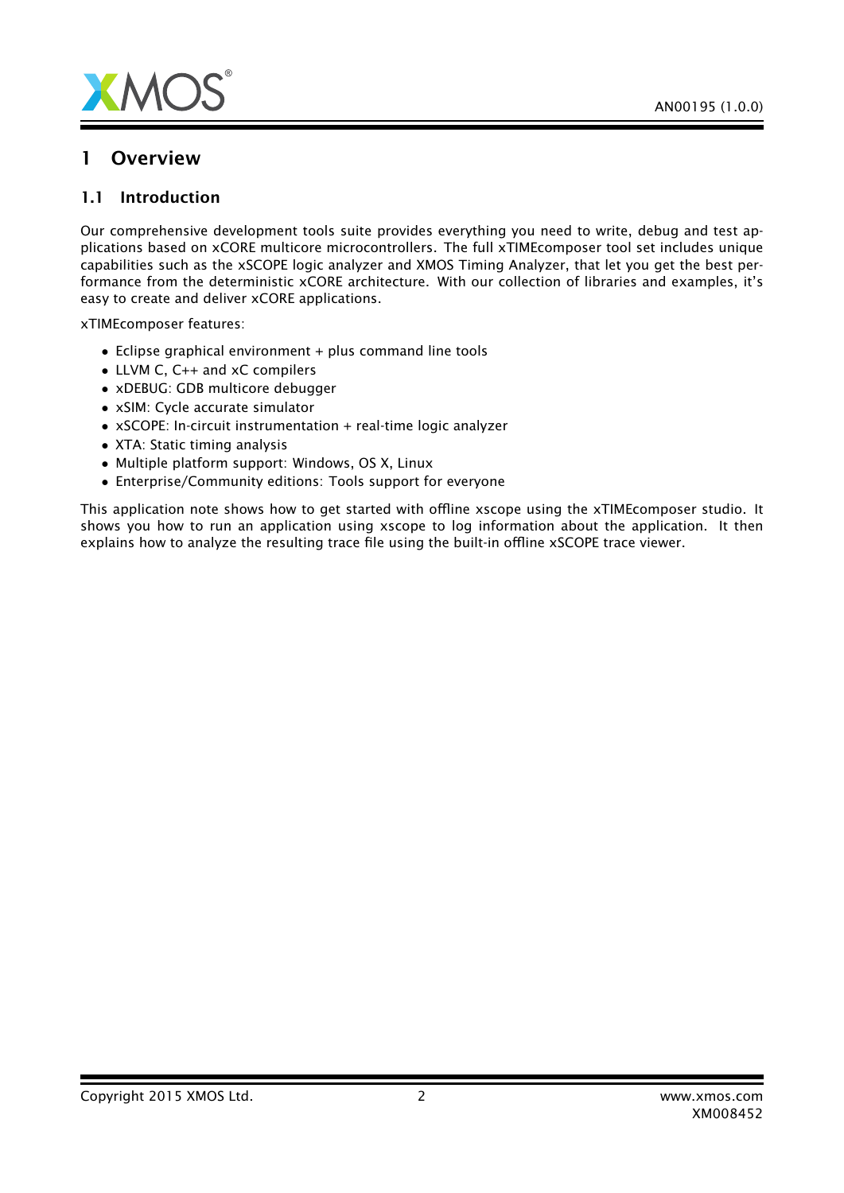# 1 Overview

## 1.1 Introduction

Our comprehensive development tools suite provides everything you need to write, debug and test applications based on xCORE multicore microcontrollers. The full xTIMEcomposer tool set includes unique capabilities such as the xSCOPE logic analyzer and XMOS Timing Analyzer, that let you get the best performance from the deterministic xCORE architecture. With our collection of libraries and examples, it's easy to create and deliver xCORE applications.

xTIMEcomposer features:

- Eclipse graphical environment + plus command line tools
- LLVM C, C++ and xC compilers
- xDEBUG: GDB multicore debugger
- xSIM: Cycle accurate simulator
- xSCOPE: In-circuit instrumentation + real-time logic analyzer
- XTA: Static timing analysis
- Multiple platform support: Windows, OS X, Linux
- Enterprise/Community editions: Tools support for everyone

This application note shows how to get started with offline xscope using the xTIMEcomposer studio. It shows you how to run an application using xscope to log information about the application. It then explains how to analyze the resulting trace file using the built-in offline xSCOPE trace viewer.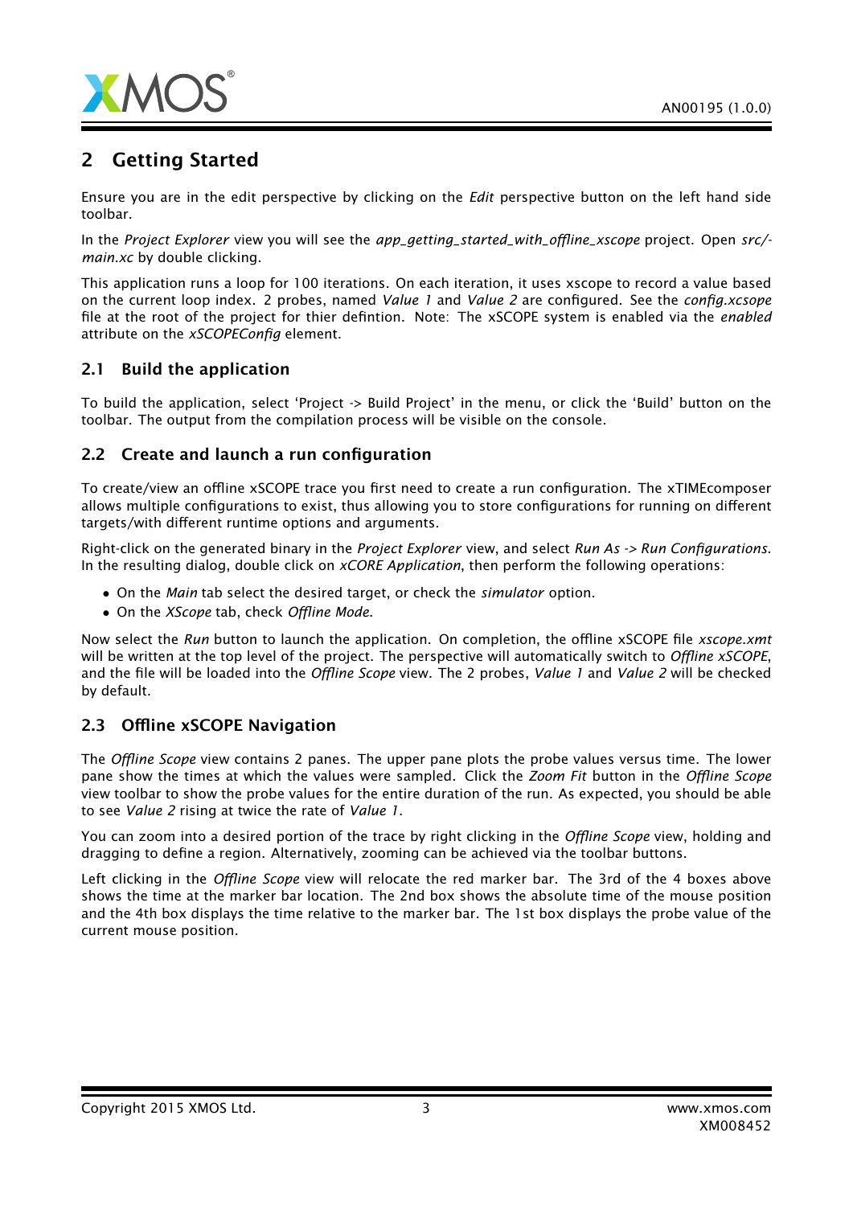## 2 Getting Started

Ensure you are in the edit perspective by clicking on the *Edit* perspective button on the left hand side toolbar.

In the *Project Explorer* view you will see the *app_getting_started_with_offline_xscope* project. Open *src/main.xc* by double clicking.

This application runs a loop for 100 iterations. On each iteration, it uses xscope to record a value based on the current loop index. 2 probes, named *Value 1* and *Value 2* are configured. See the *config.xcsope* file at the root of the project for thier defintion. Note: The xSCOPE system is enabled via the *enabled* attribute on the *xSCOPEConfig* element.

### 2.1 Build the application

To build the application, select 'Project -> Build Project' in the menu, or click the 'Build' button on the toolbar. The output from the compilation process will be visible on the console.

### 2.2 Create and launch a run configuration

To create/view an offline xSCOPE trace you first need to create a run configuration. The xTIMEcomposer allows multiple configurations to exist, thus allowing you to store configurations for running on different targets/with different runtime options and arguments.

Right-click on the generated binary in the *Project Explorer* view, and select *Run As -> Run Configurations*. In the resulting dialog, double click on *xCORE Application*, then perform the following operations:

- On the *Main* tab select the desired target, or check the *simulator* option.
- On the *XScope* tab, check *Offline Mode*.

Now select the *Run* button to launch the application. On completion, the offline xSCOPE file *xscope.xmt* will be written at the top level of the project. The perspective will automatically switch to *Offline xSCOPE*, and the file will be loaded into the *Offline Scope* view. The 2 probes, *Value 1* and *Value 2* will be checked by default.

### 2.3 Offline xSCOPE Navigation

The *Offline Scope* view contains 2 panes. The upper pane plots the probe values versus time. The lower pane show the times at which the values were sampled. Click the *Zoom Fit* button in the *Offline Scope* view toolbar to show the probe values for the entire duration of the run. As expected, you should be able to see *Value 2* rising at twice the rate of *Value 1*.

You can zoom into a desired portion of the trace by right clicking in the *Offline Scope* view, holding and dragging to define a region. Alternatively, zooming can be achieved via the toolbar buttons.

Left clicking in the *Offline Scope* view will relocate the red marker bar. The 3rd of the 4 boxes above shows the time at the marker bar location. The 2nd box shows the absolute time of the mouse position and the 4th box displays the time relative to the marker bar. The 1st box displays the probe value of the current mouse position.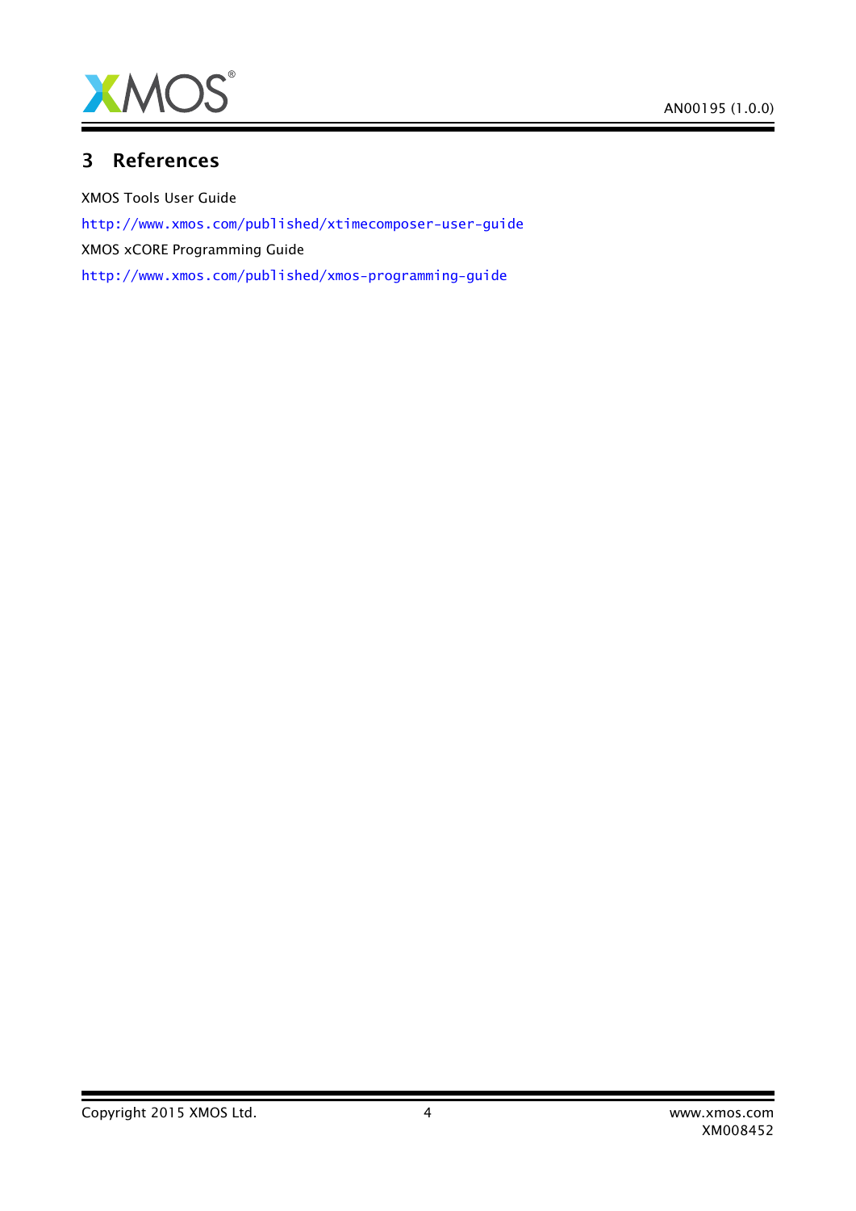# 3 References

XMOS Tools User Guide

http://www.xmos.com/published/xtimecomposer-user-guide

XMOS xCORE Programming Guide

http://www.xmos.com/published/xmos-programming-guide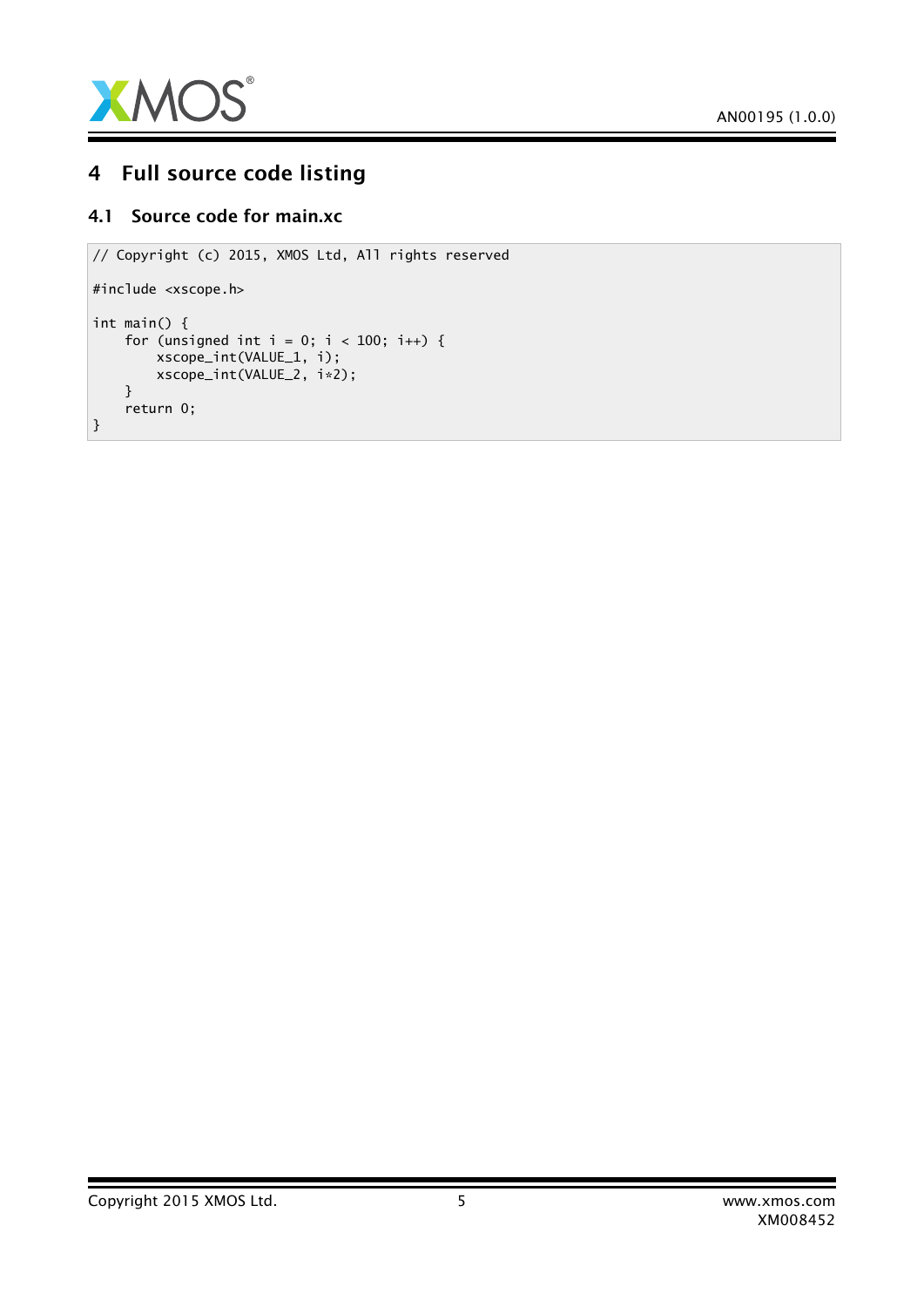# 4 Full source code listing

## 4.1 Source code for main.xc

```
// Copyright (c) 2015, XMOS Ltd, All rights reserved

#include <xscope.h>

int main() {
    for (unsigned int i = 0; i < 100; i++) {
        xscope_int(VALUE_1, i);
        xscope_int(VALUE_2, i*2);
    }
    return 0;
}
```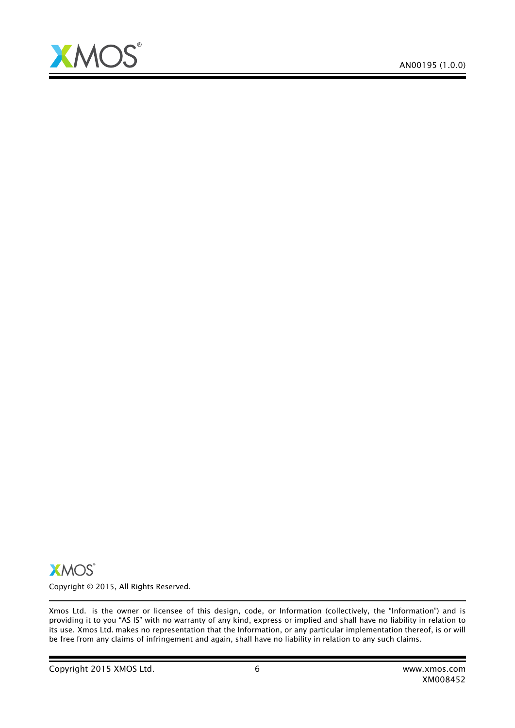XMOS

Copyright © 2015, All Rights Reserved.

Xmos Ltd. is the owner or licensee of this design, code, or Information (collectively, the "Information") and is providing it to you "AS IS" with no warranty of any kind, express or implied and shall have no liability in relation to its use. Xmos Ltd. makes no representation that the Information, or any particular implementation thereof, is or will be free from any claims of infringement and again, shall have no liability in relation to any such claims.